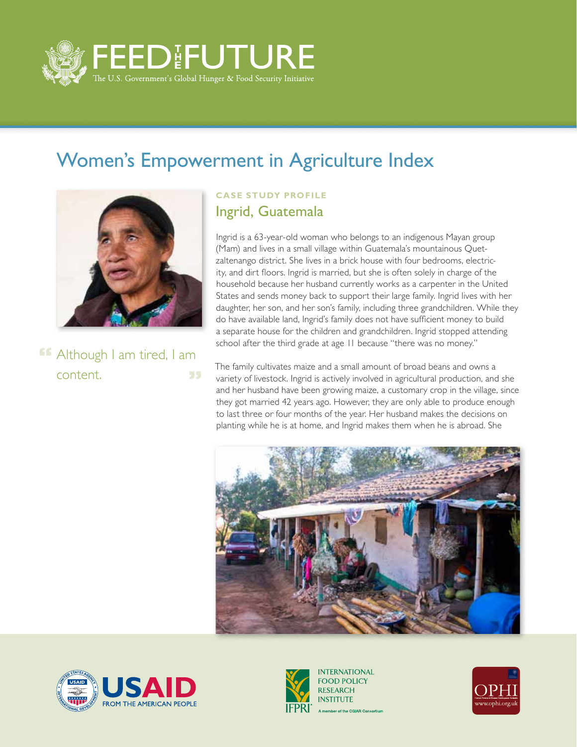# FEED THE FUTURE

The U.S. Government's Global Hunger & Food Security Initiative

## Women's Empowerment in Agriculture Index

> "Although I am tired, I am content."

### CASE STUDY PROFILE

### Ingrid, Guatemala

Ingrid is a 63-year-old woman who belongs to an indigenous Mayan group (Mam) and lives in a small village within Guatemala's mountainous Quetzaltenango district. She lives in a brick house with four bedrooms, electricity, and dirt floors. Ingrid is married, but she is often solely in charge of the household because her husband currently works as a carpenter in the United States and sends money back to support their large family. Ingrid lives with her daughter, her son, and her son's family, including three grandchildren. While they do have available land, Ingrid's family does not have sufficient money to build a separate house for the children and grandchildren. Ingrid stopped attending school after the third grade at age 11 because "there was no money."

The family cultivates maize and a small amount of broad beans and owns a variety of livestock. Ingrid is actively involved in agricultural production, and she and her husband have been growing maize, a customary crop in the village, since they got married 42 years ago. However, they are only able to produce enough to last three or four months of the year. Her husband makes the decisions on planting while he is at home, and Ingrid makes them when he is abroad. She

USAID FROM THE AMERICAN PEOPLE

INTERNATIONAL FOOD POLICY RESEARCH INSTITUTE — IFPRI — A member of the CGIAR Consortium

OPHI — www.ophi.org.uk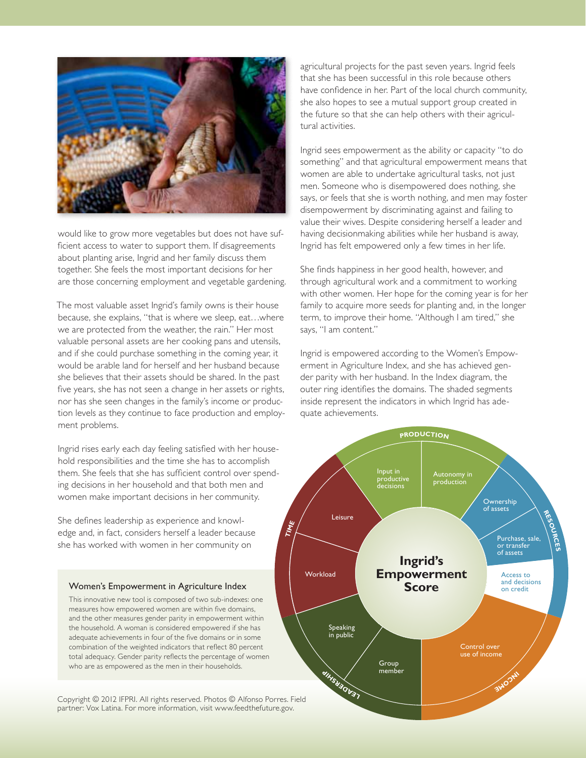would like to grow more vegetables but does not have sufficient access to water to support them. If disagreements about planting arise, Ingrid and her family discuss them together. She feels the most important decisions for her are those concerning employment and vegetable gardening.

The most valuable asset Ingrid's family owns is their house because, she explains, "that is where we sleep, eat…where we are protected from the weather, the rain." Her most valuable personal assets are her cooking pans and utensils, and if she could purchase something in the coming year, it would be arable land for herself and her husband because she believes that their assets should be shared. In the past five years, she has not seen a change in her assets or rights, nor has she seen changes in the family's income or production levels as they continue to face production and employment problems.

Ingrid rises early each day feeling satisfied with her household responsibilities and the time she has to accomplish them. She feels that she has sufficient control over spending decisions in her household and that both men and women make important decisions in her community.

She defines leadership as experience and knowledge and, in fact, considers herself a leader because she has worked with women in her community on agricultural projects for the past seven years. Ingrid feels that she has been successful in this role because others have confidence in her. Part of the local church community, she also hopes to see a mutual support group created in the future so that she can help others with their agricultural activities.

Ingrid sees empowerment as the ability or capacity "to do something" and that agricultural empowerment means that women are able to undertake agricultural tasks, not just men. Someone who is disempowered does nothing, she says, or feels that she is worth nothing, and men may foster disempowerment by discriminating against and failing to value their wives. Despite considering herself a leader and having decisionmaking abilities while her husband is away, Ingrid has felt empowered only a few times in her life.

She finds happiness in her good health, however, and through agricultural work and a commitment to working with other women. Her hope for the coming year is for her family to acquire more seeds for planting and, in the longer term, to improve their home. "Although I am tired," she says, "I am content."

Ingrid is empowered according to the Women's Empowerment in Agriculture Index, and she has achieved gender parity with her husband. In the Index diagram, the outer ring identifies the domains. The shaded segments inside represent the indicators in which Ingrid has adequate achievements.

**Ingrid's Empowerment Score**

PRODUCTION
Input in productive decisions
Autonomy in production

RESOURCES
Ownership of assets
Purchase, sale, or transfer of assets
Access to and decisions on credit

INCOME
Control over use of income

LEADERSHIP
Group member
Speaking in public

TIME
Workload
Leisure

### Women's Empowerment in Agriculture Index

This innovative new tool is composed of two sub-indexes: one measures how empowered women are within five domains, and the other measures gender parity in empowerment within the household. A woman is considered empowered if she has adequate achievements in four of the five domains or in some combination of the weighted indicators that reflect 80 percent total adequacy. Gender parity reflects the percentage of women who are as empowered as the men in their households.

Copyright © 2012 IFPRI. All rights reserved. Photos © Alfonso Porres. Field partner: Vox Latina. For more information, visit www.feedthefuture.gov.